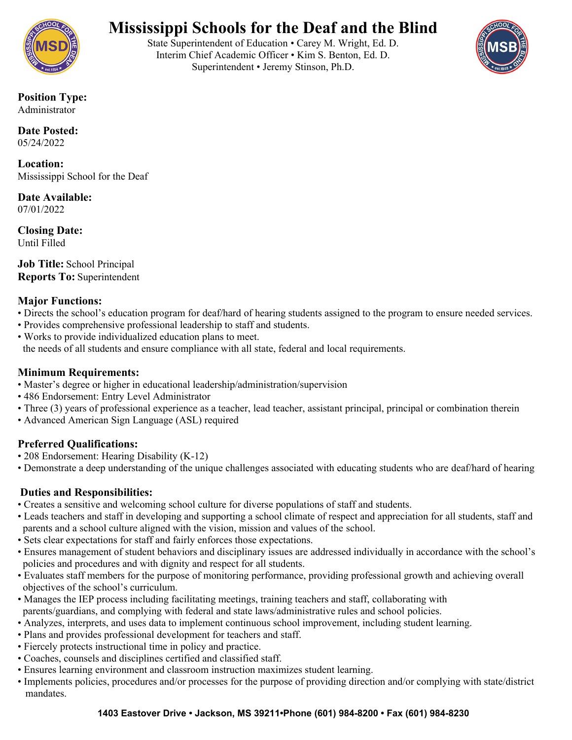# Mississippi Schools for the Deaf and the Blind

State Superintendent of Education • Carey M. Wright, Ed. D.
Interim Chief Academic Officer • Kim S. Benton, Ed. D.
Superintendent • Jeremy Stinson, Ph.D.

**Position Type:**
Administrator

**Date Posted:**
05/24/2022

**Location:**
Mississippi School for the Deaf

**Date Available:**
07/01/2022

**Closing Date:**
Until Filled

**Job Title:** School Principal
**Reports To:** Superintendent

**Major Functions:**

- Directs the school's education program for deaf/hard of hearing students assigned to the program to ensure needed services.
- Provides comprehensive professional leadership to staff and students.
- Works to provide individualized education plans to meet. the needs of all students and ensure compliance with all state, federal and local requirements.

**Minimum Requirements:**

- Master's degree or higher in educational leadership/administration/supervision
- 486 Endorsement: Entry Level Administrator
- Three (3) years of professional experience as a teacher, lead teacher, assistant principal, principal or combination therein
- Advanced American Sign Language (ASL) required

**Preferred Qualifications:**

- 208 Endorsement: Hearing Disability (K-12)
- Demonstrate a deep understanding of the unique challenges associated with educating students who are deaf/hard of hearing

**Duties and Responsibilities:**

- Creates a sensitive and welcoming school culture for diverse populations of staff and students.
- Leads teachers and staff in developing and supporting a school climate of respect and appreciation for all students, staff and parents and a school culture aligned with the vision, mission and values of the school.
- Sets clear expectations for staff and fairly enforces those expectations.
- Ensures management of student behaviors and disciplinary issues are addressed individually in accordance with the school's policies and procedures and with dignity and respect for all students.
- Evaluates staff members for the purpose of monitoring performance, providing professional growth and achieving overall objectives of the school's curriculum.
- Manages the IEP process including facilitating meetings, training teachers and staff, collaborating with parents/guardians, and complying with federal and state laws/administrative rules and school policies.
- Analyzes, interprets, and uses data to implement continuous school improvement, including student learning.
- Plans and provides professional development for teachers and staff.
- Fiercely protects instructional time in policy and practice.
- Coaches, counsels and disciplines certified and classified staff.
- Ensures learning environment and classroom instruction maximizes student learning.
- Implements policies, procedures and/or processes for the purpose of providing direction and/or complying with state/district mandates.

**1403 Eastover Drive • Jackson, MS 39211•Phone (601) 984-8200 • Fax (601) 984-8230**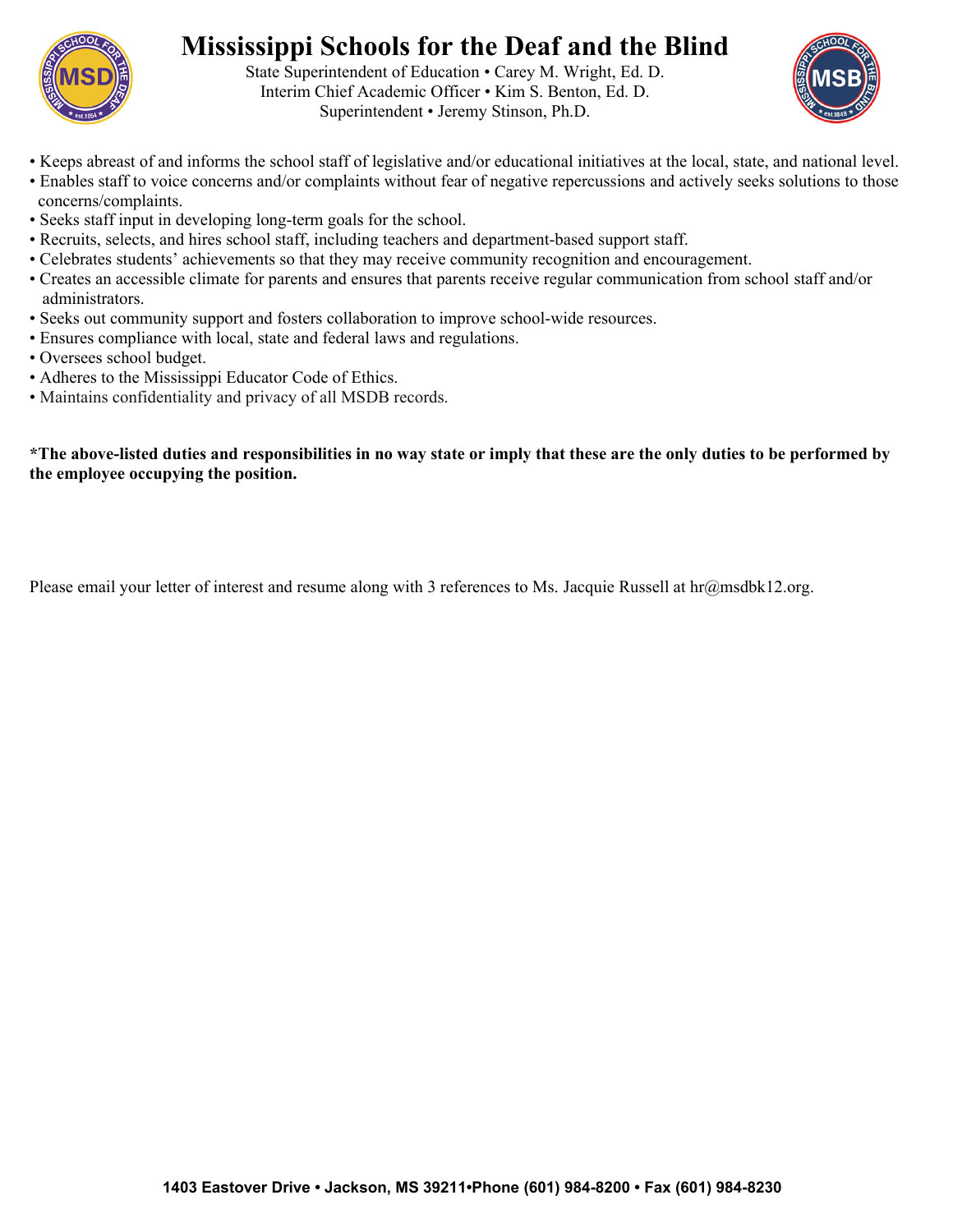- Keeps abreast of and informs the school staff of legislative and/or educational initiatives at the local, state, and national level.
- Enables staff to voice concerns and/or complaints without fear of negative repercussions and actively seeks solutions to those concerns/complaints.
- Seeks staff input in developing long-term goals for the school.
- Recruits, selects, and hires school staff, including teachers and department-based support staff.
- Celebrates students' achievements so that they may receive community recognition and encouragement.
- Creates an accessible climate for parents and ensures that parents receive regular communication from school staff and/or administrators.
- Seeks out community support and fosters collaboration to improve school-wide resources.
- Ensures compliance with local, state and federal laws and regulations.
- Oversees school budget.
- Adheres to the Mississippi Educator Code of Ethics.
- Maintains confidentiality and privacy of all MSDB records.

**\*The above-listed duties and responsibilities in no way state or imply that these are the only duties to be performed by the employee occupying the position.**

Please email your letter of interest and resume along with 3 references to Ms. Jacquie Russell at hr@msdbk12.org.